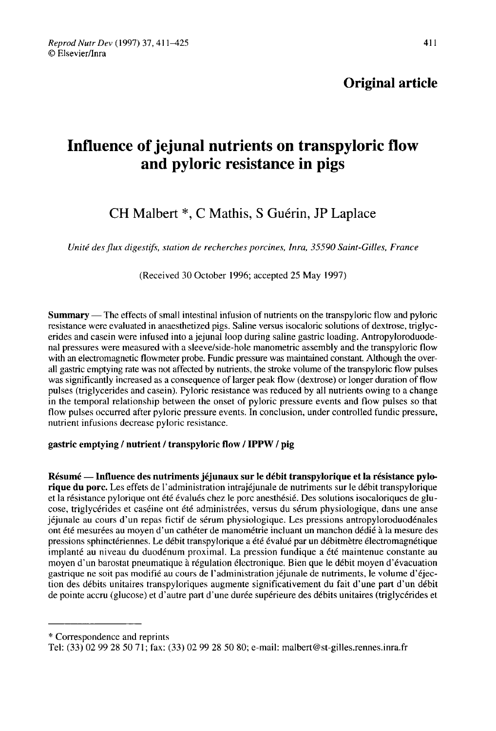Original article

# Influence of jejunal nutrients on transpyloric flow and pyloric resistance in pigs

CH Malbert *, C Mathis, S Guérin, JP Laplace

*Unité des flux digestifs, station de recherches porcines, Inra, 35590 Saint-Gilles, France*

(Received 30 October 1996; accepted 25 May 1997)

**Summary** — The effects of small intestinal infusion of nutrients on the transpyloric flow and pyloric resistance were evaluated in anaesthetized pigs. Saline versus isocaloric solutions of dextrose, triglycerides and casein were infused into a jejunal loop during saline gastric loading. Antropyloroduodenal pressures were measured with a sleeve/side-hole manometric assembly and the transpyloric flow with an electromagnetic flowmeter probe. Fundic pressure was maintained constant. Although the overall gastric emptying rate was not affected by nutrients, the stroke volume of the transpyloric flow pulses was significantly increased as a consequence of larger peak flow (dextrose) or longer duration of flow pulses (triglycerides and casein). Pyloric resistance was reduced by all nutrients owing to a change in the temporal relationship between the onset of pyloric pressure events and flow pulses so that flow pulses occurred after pyloric pressure events. In conclusion, under controlled fundic pressure, nutrient infusions decrease pyloric resistance.

**gastric emptying / nutrient / transpyloric flow / IPPW / pig**

**Résumé** — **Influence des nutriments jéjunaux sur le débit transpylorique et la résistance pylorique du porc.** Les effets de l'administration intrajéjunale de nutriments sur le débit transpylorique et la résistance pylorique ont été évalués chez le porc anesthésié. Des solutions isocaloriques de glucose, triglycérides et caséine ont été administrées, versus du sérum physiologique, dans une anse jéjunale au cours d'un repas fictif de sérum physiologique. Les pressions antropyloroduodénales ont été mesurées au moyen d'un cathéter de manométrie incluant un manchon dédié à la mesure des pressions sphinctériennes. Le débit transpylorique a été évalué par un débitmètre électromagnétique implanté au niveau du duodénum proximal. La pression fundique a été maintenue constante au moyen d'un barostat pneumatique à régulation électronique. Bien que le débit moyen d'évacuation gastrique ne soit pas modifié au cours de l'administration jéjunale de nutriments, le volume d'éjection des débits unitaires transpyloriques augmente significativement du fait d'une part d'un débit de pointe accru (glucose) et d'autre part d'une durée supérieure des débits unitaires (triglycérides et

---

* Correspondence and reprints
Tel: (33) 02 99 28 50 71; fax: (33) 02 99 28 50 80; e-mail: malbert@st-gilles.rennes.inra.fr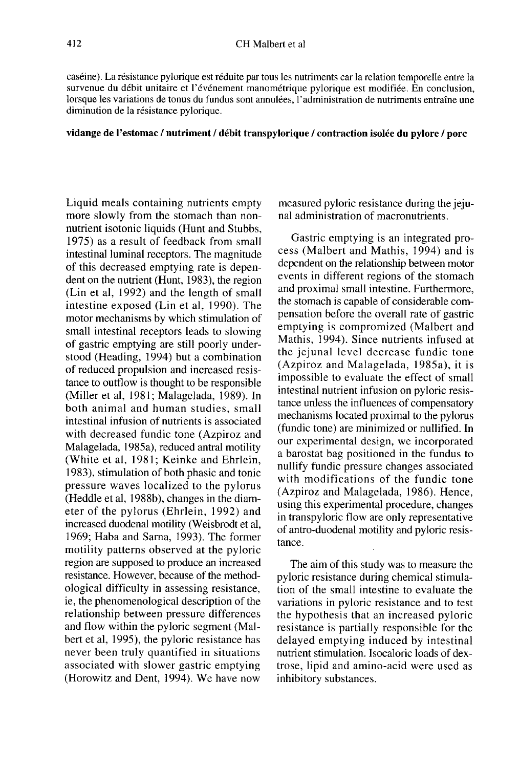caséine). La résistance pylorique est réduite par tous les nutriments car la relation temporelle entre la survenue du débit unitaire et l'événement manométrique pylorique est modifiée. En conclusion, lorsque les variations de tonus du fundus sont annulées, l'administration de nutriments entraîne une diminution de la résistance pylorique.

**vidange de l'estomac / nutriment / débit transpylorique / contraction isolée du pylore / porc**

Liquid meals containing nutrients empty more slowly from the stomach than non-nutrient isotonic liquids (Hunt and Stubbs, 1975) as a result of feedback from small intestinal luminal receptors. The magnitude of this decreased emptying rate is dependent on the nutrient (Hunt, 1983), the region (Lin et al, 1992) and the length of small intestine exposed (Lin et al, 1990). The motor mechanisms by which stimulation of small intestinal receptors leads to slowing of gastric emptying are still poorly understood (Heading, 1994) but a combination of reduced propulsion and increased resistance to outflow is thought to be responsible (Miller et al, 1981; Malagelada, 1989). In both animal and human studies, small intestinal infusion of nutrients is associated with decreased fundic tone (Azpiroz and Malagelada, 1985a), reduced antral motility (White et al, 1981; Keinke and Ehrlein, 1983), stimulation of both phasic and tonic pressure waves localized to the pylorus (Heddle et al, 1988b), changes in the diameter of the pylorus (Ehrlein, 1992) and increased duodenal motility (Weisbrodt et al, 1969; Haba and Sarna, 1993). The former motility patterns observed at the pyloric region are supposed to produce an increased resistance. However, because of the methodological difficulty in assessing resistance, ie, the phenomenological description of the relationship between pressure differences and flow within the pyloric segment (Malbert et al, 1995), the pyloric resistance has never been truly quantified in situations associated with slower gastric emptying (Horowitz and Dent, 1994). We have now measured pyloric resistance during the jejunal administration of macronutrients.

Gastric emptying is an integrated process (Malbert and Mathis, 1994) and is dependent on the relationship between motor events in different regions of the stomach and proximal small intestine. Furthermore, the stomach is capable of considerable compensation before the overall rate of gastric emptying is compromized (Malbert and Mathis, 1994). Since nutrients infused at the jejunal level decrease fundic tone (Azpiroz and Malagelada, 1985a), it is impossible to evaluate the effect of small intestinal nutrient infusion on pyloric resistance unless the influences of compensatory mechanisms located proximal to the pylorus (fundic tone) are minimized or nullified. In our experimental design, we incorporated a barostat bag positioned in the fundus to nullify fundic pressure changes associated with modifications of the fundic tone (Azpiroz and Malagelada, 1986). Hence, using this experimental procedure, changes in transpyloric flow are only representative of antro-duodenal motility and pyloric resistance.

The aim of this study was to measure the pyloric resistance during chemical stimulation of the small intestine to evaluate the variations in pyloric resistance and to test the hypothesis that an increased pyloric resistance is partially responsible for the delayed emptying induced by intestinal nutrient stimulation. Isocaloric loads of dextrose, lipid and amino-acid were used as inhibitory substances.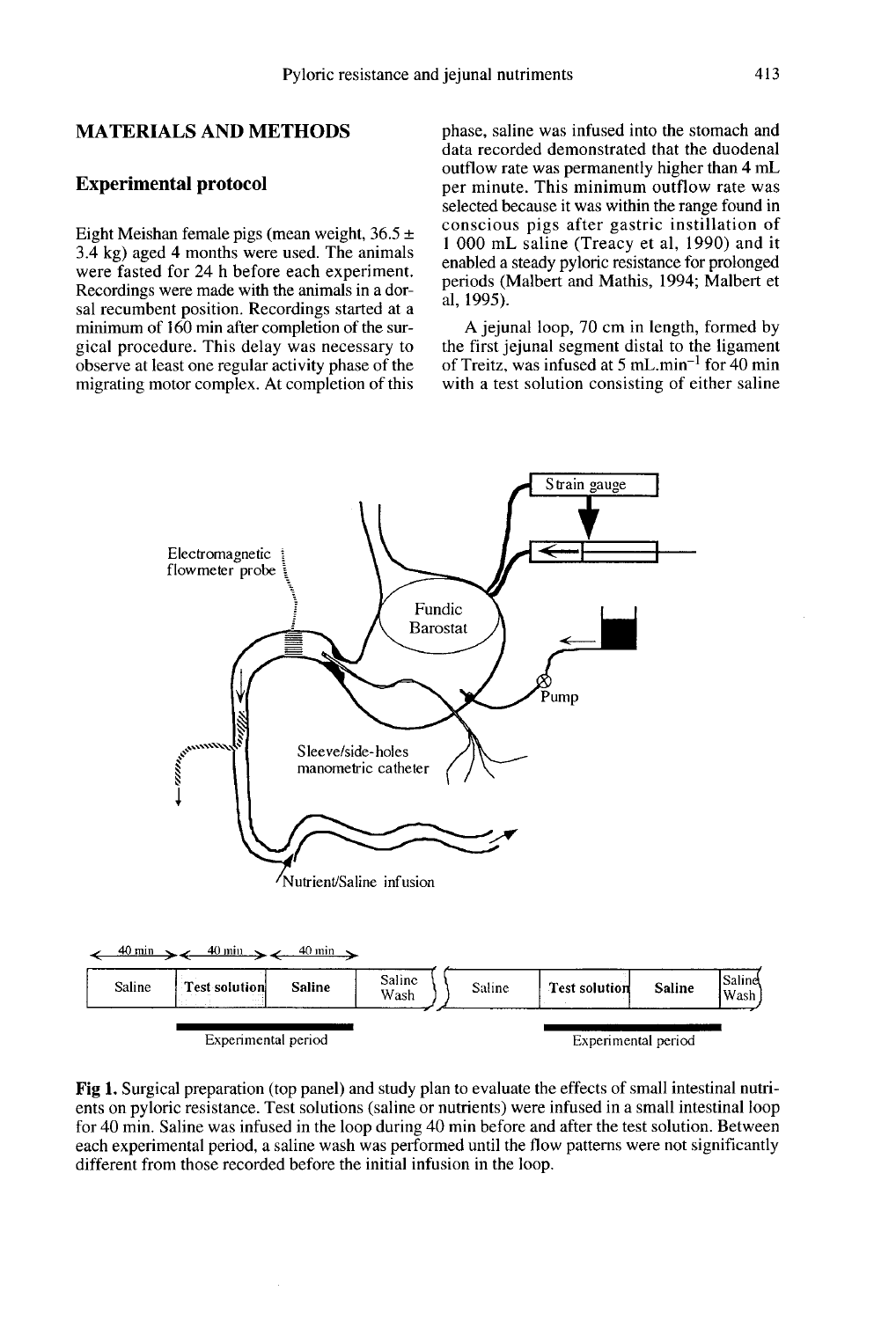## MATERIALS AND METHODS

### Experimental protocol

Eight Meishan female pigs (mean weight, 36.5 ± 3.4 kg) aged 4 months were used. The animals were fasted for 24 h before each experiment. Recordings were made with the animals in a dorsal recumbent position. Recordings started at a minimum of 160 min after completion of the surgical procedure. This delay was necessary to observe at least one regular activity phase of the migrating motor complex. At completion of this phase, saline was infused into the stomach and data recorded demonstrated that the duodenal outflow rate was permanently higher than 4 mL per minute. This minimum outflow rate was selected because it was within the range found in conscious pigs after gastric instillation of 1 000 mL saline (Treacy et al, 1990) and it enabled a steady pyloric resistance for prolonged periods (Malbert and Mathis, 1994; Malbert et al, 1995).

A jejunal loop, 70 cm in length, formed by the first jejunal segment distal to the ligament of Treitz, was infused at 5 $mL.min^{-1}$ for 40 min with a test solution consisting of either saline

**Fig 1.** Surgical preparation (top panel) and study plan to evaluate the effects of small intestinal nutrients on pyloric resistance. Test solutions (saline or nutrients) were infused in a small intestinal loop for 40 min. Saline was infused in the loop during 40 min before and after the test solution. Between each experimental period, a saline wash was performed until the flow patterns were not significantly different from those recorded before the initial infusion in the loop.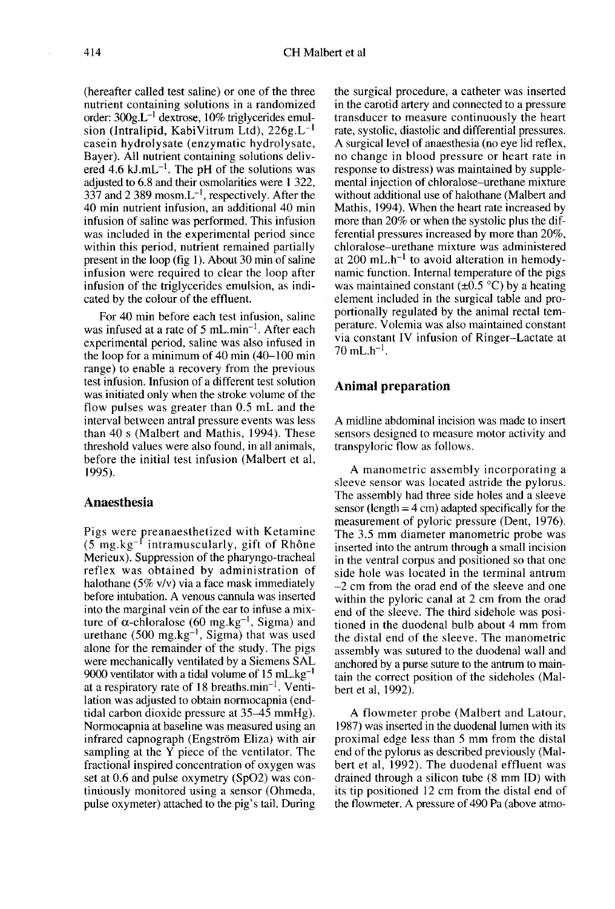(hereafter called test saline) or one of the three nutrient containing solutions in a randomized order: 300g.L$^{-1}$ dextrose, 10% triglycerides emulsion (Intralipid, KabiVitrum Ltd), 226g.L$^{-1}$ casein hydrolysate (enzymatic hydrolysate, Bayer). All nutrient containing solutions delivered 4.6 kJ.mL$^{-1}$. The pH of the solutions was adjusted to 6.8 and their osmolarities were 1 322, 337 and 2 389 mosm.L$^{-1}$, respectively. After the 40 min nutrient infusion, an additional 40 min infusion of saline was performed. This infusion was included in the experimental period since within this period, nutrient remained partially present in the loop (fig 1). About 30 min of saline infusion were required to clear the loop after infusion of the triglycerides emulsion, as indicated by the colour of the effluent.

For 40 min before each test infusion, saline was infused at a rate of 5 mL.min$^{-1}$. After each experimental period, saline was also infused in the loop for a minimum of 40 min (40–100 min range) to enable a recovery from the previous test infusion. Infusion of a different test solution was initiated only when the stroke volume of the flow pulses was greater than 0.5 mL and the interval between antral pressure events was less than 40 s (Malbert and Mathis, 1994). These threshold values were also found, in all animals, before the initial test infusion (Malbert et al, 1995).

## Anaesthesia

Pigs were preanaesthetized with Ketamine (5 mg.kg$^{-1}$ intramuscularly, gift of Rhône Merieux). Suppression of the pharyngo-tracheal reflex was obtained by administration of halothane (5% v/v) via a face mask immediately before intubation. A venous cannula was inserted into the marginal vein of the ear to infuse a mixture of α-chloralose (60 mg.kg$^{-1}$, Sigma) and urethane (500 mg.kg$^{-1}$, Sigma) that was used alone for the remainder of the study. The pigs were mechanically ventilated by a Siemens SAL 9000 ventilator with a tidal volume of 15 mL.kg$^{-1}$ at a respiratory rate of 18 breaths.min$^{-1}$. Ventilation was adjusted to obtain normocapnia (end-tidal carbon dioxide pressure at 35–45 mmHg). Normocapnia at baseline was measured using an infrared capnograph (Engström Eliza) with air sampling at the Y piece of the ventilator. The fractional inspired concentration of oxygen was set at 0.6 and pulse oxymetry (SpO2) was continuously monitored using a sensor (Ohmeda, pulse oxymeter) attached to the pig's tail. During the surgical procedure, a catheter was inserted in the carotid artery and connected to a pressure transducer to measure continuously the heart rate, systolic, diastolic and differential pressures. A surgical level of anaesthesia (no eye lid reflex, no change in blood pressure or heart rate in response to distress) was maintained by supplemental injection of chloralose–urethane mixture without additional use of halothane (Malbert and Mathis, 1994). When the heart rate increased by more than 20% or when the systolic plus the differential pressures increased by more than 20%, chloralose–urethane mixture was administered at 200 mL.h$^{-1}$ to avoid alteration in hemodynamic function. Internal temperature of the pigs was maintained constant (±0.5 °C) by a heating element included in the surgical table and proportionally regulated by the animal rectal temperature. Volemia was also maintained constant via constant IV infusion of Ringer–Lactate at 70 mL.h$^{-1}$.

## Animal preparation

A midline abdominal incision was made to insert sensors designed to measure motor activity and transpyloric flow as follows.

A manometric assembly incorporating a sleeve sensor was located astride the pylorus. The assembly had three side holes and a sleeve sensor (length = 4 cm) adapted specifically for the measurement of pyloric pressure (Dent, 1976). The 3.5 mm diameter manometric probe was inserted into the antrum through a small incision in the ventral corpus and positioned so that one side hole was located in the terminal antrum –2 cm from the orad end of the sleeve and one within the pyloric canal at 2 cm from the orad end of the sleeve. The third sidehole was positioned in the duodenal bulb about 4 mm from the distal end of the sleeve. The manometric assembly was sutured to the duodenal wall and anchored by a purse suture to the antrum to maintain the correct position of the sideholes (Malbert et al, 1992).

A flowmeter probe (Malbert and Latour, 1987) was inserted in the duodenal lumen with its proximal edge less than 5 mm from the distal end of the pylorus as described previously (Malbert et al, 1992). The duodenal effluent was drained through a silicon tube (8 mm ID) with its tip positioned 12 cm from the distal end of the flowmeter. A pressure of 490 Pa (above atmo-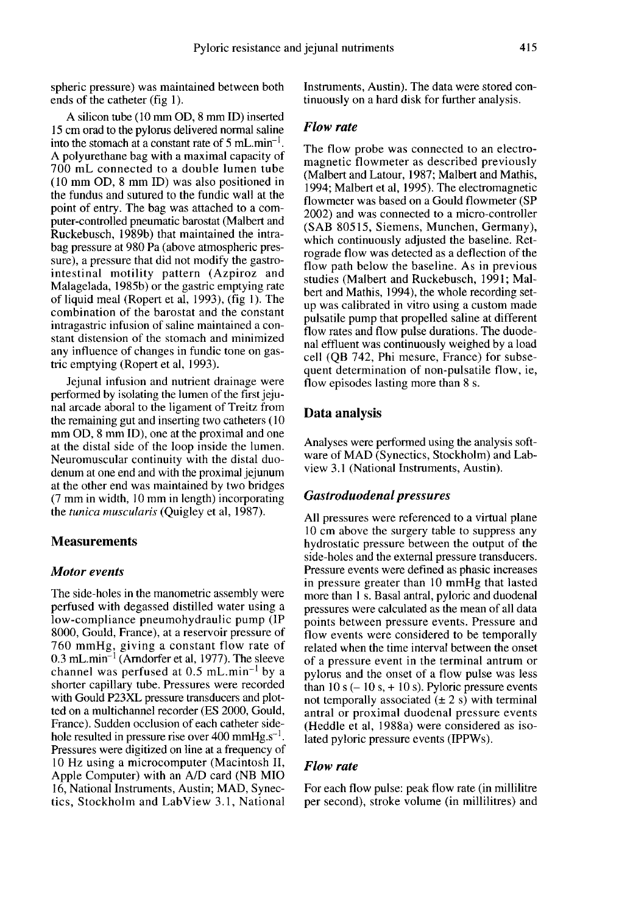spheric pressure) was maintained between both ends of the catheter (fig 1).

A silicon tube (10 mm OD, 8 mm ID) inserted 15 cm orad to the pylorus delivered normal saline into the stomach at a constant rate of 5 $mL.min^{-1}$. A polyurethane bag with a maximal capacity of 700 mL connected to a double lumen tube (10 mm OD, 8 mm ID) was also positioned in the fundus and sutured to the fundic wall at the point of entry. The bag was attached to a computer-controlled pneumatic barostat (Malbert and Ruckebusch, 1989b) that maintained the intrabag pressure at 980 Pa (above atmospheric pressure), a pressure that did not modify the gastrointestinal motility pattern (Azpiroz and Malagelada, 1985b) or the gastric emptying rate of liquid meal (Ropert et al, 1993), (fig 1). The combination of the barostat and the constant intragastric infusion of saline maintained a constant distension of the stomach and minimized any influence of changes in fundic tone on gastric emptying (Ropert et al, 1993).

Jejunal infusion and nutrient drainage were performed by isolating the lumen of the first jejunal arcade aboral to the ligament of Treitz from the remaining gut and inserting two catheters (10 mm OD, 8 mm ID), one at the proximal and one at the distal side of the loop inside the lumen. Neuromuscular continuity with the distal duodenum at one end and with the proximal jejunum at the other end was maintained by two bridges (7 mm in width, 10 mm in length) incorporating the *tunica muscularis* (Quigley et al, 1987).

## Measurements

### *Motor events*

The side-holes in the manometric assembly were perfused with degassed distilled water using a low-compliance pneumohydraulic pump (IP 8000, Gould, France), at a reservoir pressure of 760 mmHg, giving a constant flow rate of 0.3 $mL.min^{-1}$ (Arndorfer et al, 1977). The sleeve channel was perfused at 0.5 $mL.min^{-1}$ by a shorter capillary tube. Pressures were recorded with Gould P23XL pressure transducers and plotted on a multichannel recorder (ES 2000, Gould, France). Sudden occlusion of each catheter side-hole resulted in pressure rise over 400 $mmHg.s^{-1}$. Pressures were digitized on line at a frequency of 10 Hz using a microcomputer (Macintosh II, Apple Computer) with an A/D card (NB MIO 16, National Instruments, Austin; MAD, Synectics, Stockholm and LabView 3.1, National Instruments, Austin). The data were stored continuously on a hard disk for further analysis.

### *Flow rate*

The flow probe was connected to an electromagnetic flowmeter as described previously (Malbert and Latour, 1987; Malbert and Mathis, 1994; Malbert et al, 1995). The electromagnetic flowmeter was based on a Gould flowmeter (SP 2002) and was connected to a micro-controller (SAB 80515, Siemens, Munchen, Germany), which continuously adjusted the baseline. Retrograde flow was detected as a deflection of the flow path below the baseline. As in previous studies (Malbert and Ruckebusch, 1991; Malbert and Mathis, 1994), the whole recording setup was calibrated in vitro using a custom made pulsatile pump that propelled saline at different flow rates and flow pulse durations. The duodenal effluent was continuously weighed by a load cell (QB 742, Phi mesure, France) for subsequent determination of non-pulsatile flow, ie, flow episodes lasting more than 8 s.

## Data analysis

Analyses were performed using the analysis software of MAD (Synectics, Stockholm) and Labview 3.1 (National Instruments, Austin).

### *Gastroduodenal pressures*

All pressures were referenced to a virtual plane 10 cm above the surgery table to suppress any hydrostatic pressure between the output of the side-holes and the external pressure transducers. Pressure events were defined as phasic increases in pressure greater than 10 mmHg that lasted more than 1 s. Basal antral, pyloric and duodenal pressures were calculated as the mean of all data points between pressure events. Pressure and flow events were considered to be temporally related when the time interval between the onset of a pressure event in the terminal antrum or pylorus and the onset of a flow pulse was less than 10 s (– 10 s, + 10 s). Pyloric pressure events not temporally associated (± 2 s) with terminal antral or proximal duodenal pressure events (Heddle et al, 1988a) were considered as isolated pyloric pressure events (IPPWs).

### *Flow rate*

For each flow pulse: peak flow rate (in millilitre per second), stroke volume (in millilitres) and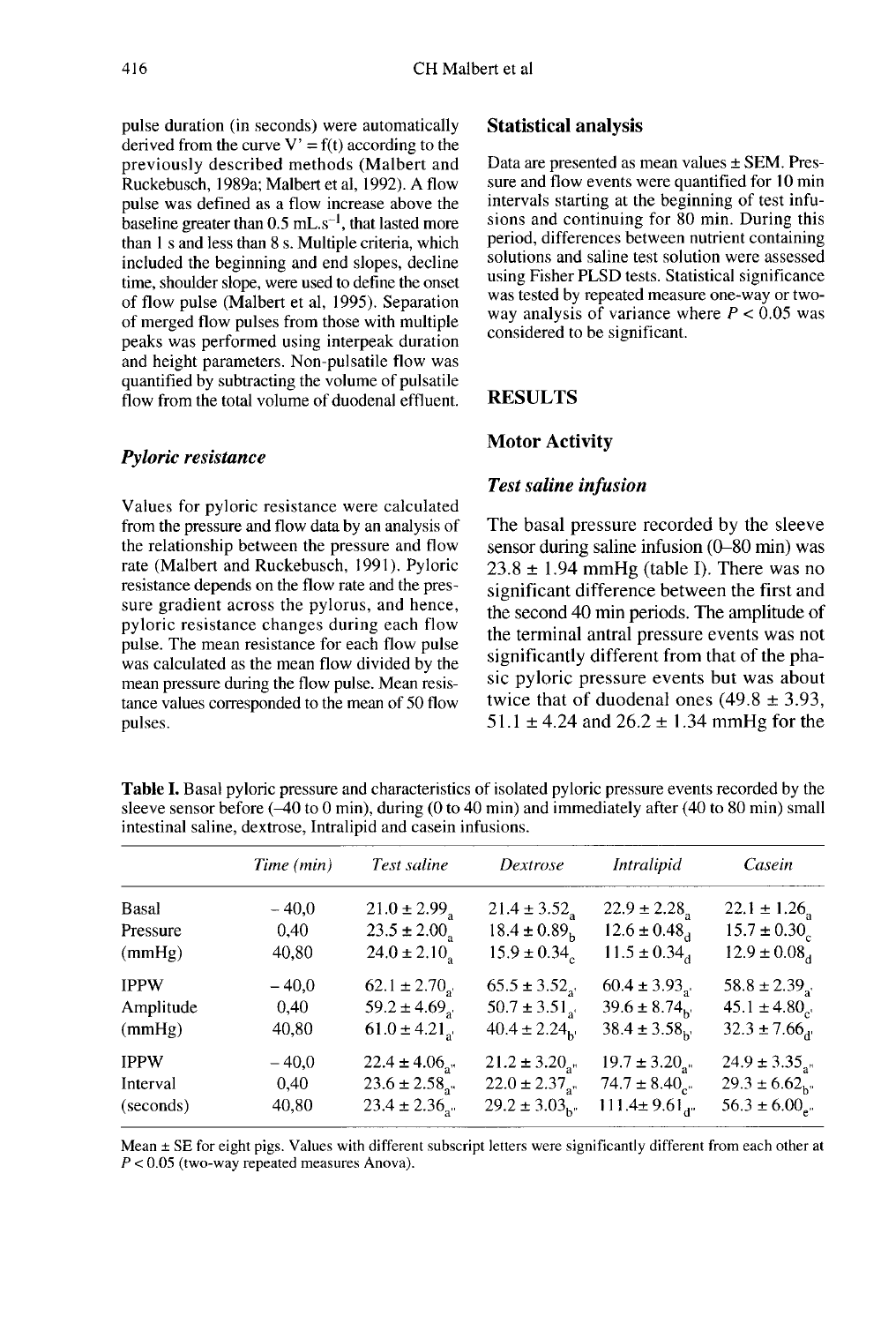pulse duration (in seconds) were automatically derived from the curve V' = f(t) according to the previously described methods (Malbert and Ruckebusch, 1989a; Malbert et al, 1992). A flow pulse was defined as a flow increase above the baseline greater than 0.5 $mL.s^{-1}$, that lasted more than 1 s and less than 8 s. Multiple criteria, which included the beginning and end slopes, decline time, shoulder slope, were used to define the onset of flow pulse (Malbert et al, 1995). Separation of merged flow pulses from those with multiple peaks was performed using interpeak duration and height parameters. Non-pulsatile flow was quantified by subtracting the volume of pulsatile flow from the total volume of duodenal effluent.

### *Pyloric resistance*

Values for pyloric resistance were calculated from the pressure and flow data by an analysis of the relationship between the pressure and flow rate (Malbert and Ruckebusch, 1991). Pyloric resistance depends on the flow rate and the pressure gradient across the pylorus, and hence, pyloric resistance changes during each flow pulse. The mean resistance for each flow pulse was calculated as the mean flow divided by the mean pressure during the flow pulse. Mean resistance values corresponded to the mean of 50 flow pulses.

### Statistical analysis

Data are presented as mean values ± SEM. Pressure and flow events were quantified for 10 min intervals starting at the beginning of test infusions and continuing for 80 min. During this period, differences between nutrient containing solutions and saline test solution were assessed using Fisher PLSD tests. Statistical significance was tested by repeated measure one-way or two-way analysis of variance where $P < 0.05$ was considered to be significant.

## RESULTS

### Motor Activity

### *Test saline infusion*

The basal pressure recorded by the sleeve sensor during saline infusion (0–80 min) was 23.8 ± 1.94 mmHg (table I). There was no significant difference between the first and the second 40 min periods. The amplitude of the terminal antral pressure events was not significantly different from that of the phasic pyloric pressure events but was about twice that of duodenal ones (49.8 ± 3.93, 51.1 ± 4.24 and 26.2 ± 1.34 mmHg for the

**Table I.** Basal pyloric pressure and characteristics of isolated pyloric pressure events recorded by the sleeve sensor before (–40 to 0 min), during (0 to 40 min) and immediately after (40 to 80 min) small intestinal saline, dextrose, Intralipid and casein infusions.

| | *Time (min)* | *Test saline* | *Dextrose* | *Intralipid* | *Casein* |
|---|---|---|---|---|---|
| Basal | – 40,0 | 21.0 ± $2.99_{a}$ | 21.4 ± $3.52_{a}$ | 22.9 ± $2.28_{a}$ | 22.1 ± $1.26_{a}$ |
| Pressure | 0,40 | 23.5 ± $2.00_{a}$ | 18.4 ± $0.89_{b}$ | 12.6 ± $0.48_{d}$ | 15.7 ± $0.30_{c}$ |
| (mmHg) | 40,80 | 24.0 ± $2.10_{a}$ | 15.9 ± $0.34_{c}$ | 11.5 ± $0.34_{d}$ | 12.9 ± $0.08_{d}$ |
| IPPW | – 40,0 | 62.1 ± $2.70_{a'}$ | 65.5 ± $3.52_{a'}$ | 60.4 ± $3.93_{a'}$ | 58.8 ± $2.39_{a'}$ |
| Amplitude | 0,40 | 59.2 ± $4.69_{a'}$ | 50.7 ± $3.51_{a'}$ | 39.6 ± $8.74_{b'}$ | 45.1 ± $4.80_{c'}$ |
| (mmHg) | 40,80 | 61.0 ± $4.21_{a'}$ | 40.4 ± $2.24_{b'}$ | 38.4 ± $3.58_{b'}$ | 32.3 ± $7.66_{d'}$ |
| IPPW | – 40,0 | 22.4 ± $4.06_{a''}$ | 21.2 ± $3.20_{a''}$ | 19.7 ± $3.20_{a''}$ | 24.9 ± $3.35_{a''}$ |
| Interval | 0,40 | 23.6 ± $2.58_{a''}$ | 22.0 ± $2.37_{a''}$ | 74.7 ± $8.40_{c''}$ | 29.3 ± $6.62_{b''}$ |
| (seconds) | 40,80 | 23.4 ± $2.36_{a''}$ | 29.2 ± $3.03_{b''}$ | 111.4± $9.61_{d''}$ | 56.3 ± $6.00_{e''}$ |

Mean ± SE for eight pigs. Values with different subscript letters were significantly different from each other at $P < 0.05$ (two-way repeated measures Anova).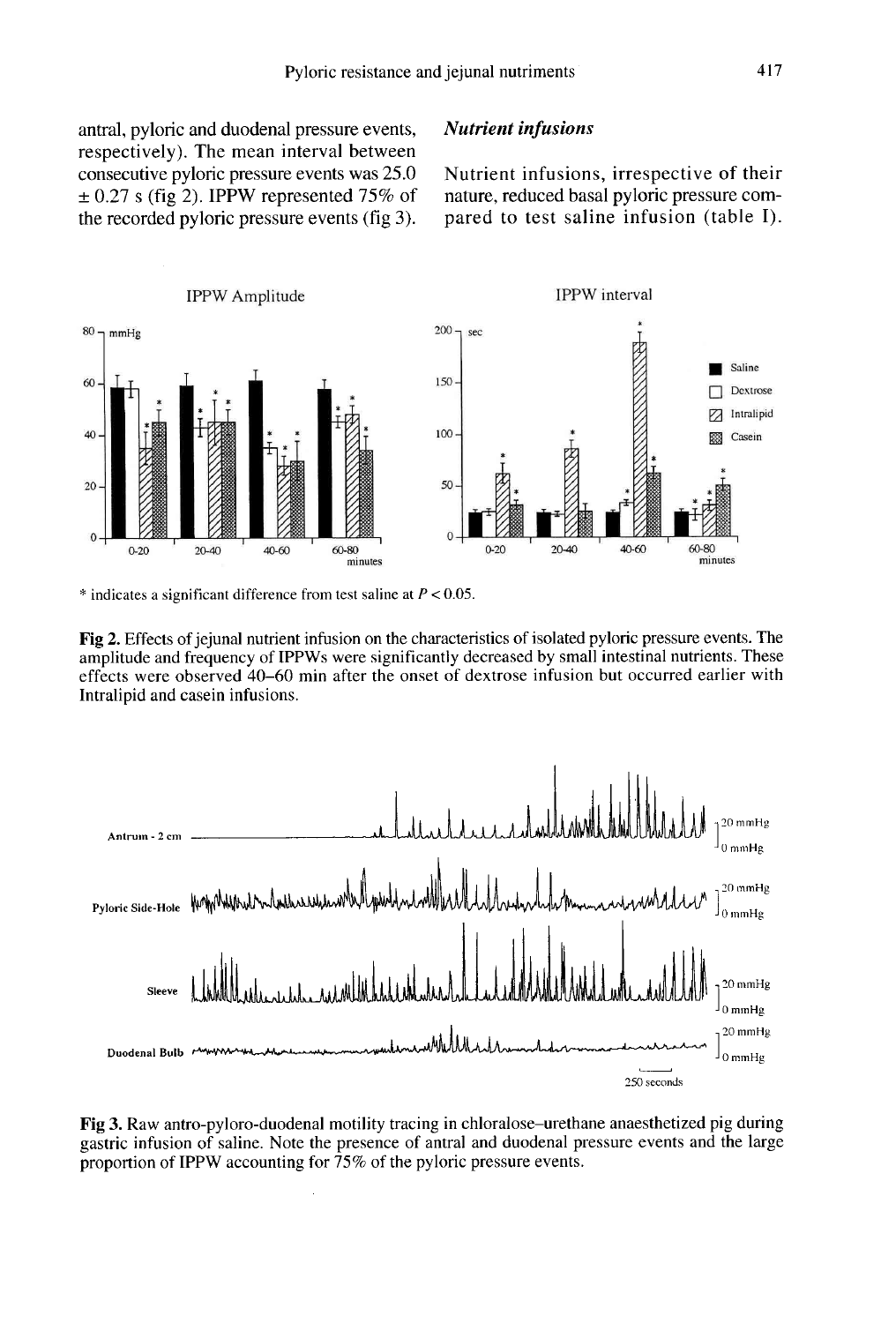antral, pyloric and duodenal pressure events, respectively). The mean interval between consecutive pyloric pressure events was 25.0 ± 0.27 s (fig 2). IPPW represented 75% of the recorded pyloric pressure events (fig 3).

### *Nutrient infusions*

Nutrient infusions, irrespective of their nature, reduced basal pyloric pressure compared to test saline infusion (table I).

* indicates a significant difference from test saline at $P < 0.05$.

**Fig 2.** Effects of jejunal nutrient infusion on the characteristics of isolated pyloric pressure events. The amplitude and frequency of IPPWs were significantly decreased by small intestinal nutrients. These effects were observed 40–60 min after the onset of dextrose infusion but occurred earlier with Intralipid and casein infusions.

**Fig 3.** Raw antro-pyloro-duodenal motility tracing in chloralose–urethane anaesthetized pig during gastric infusion of saline. Note the presence of antral and duodenal pressure events and the large proportion of IPPW accounting for 75% of the pyloric pressure events.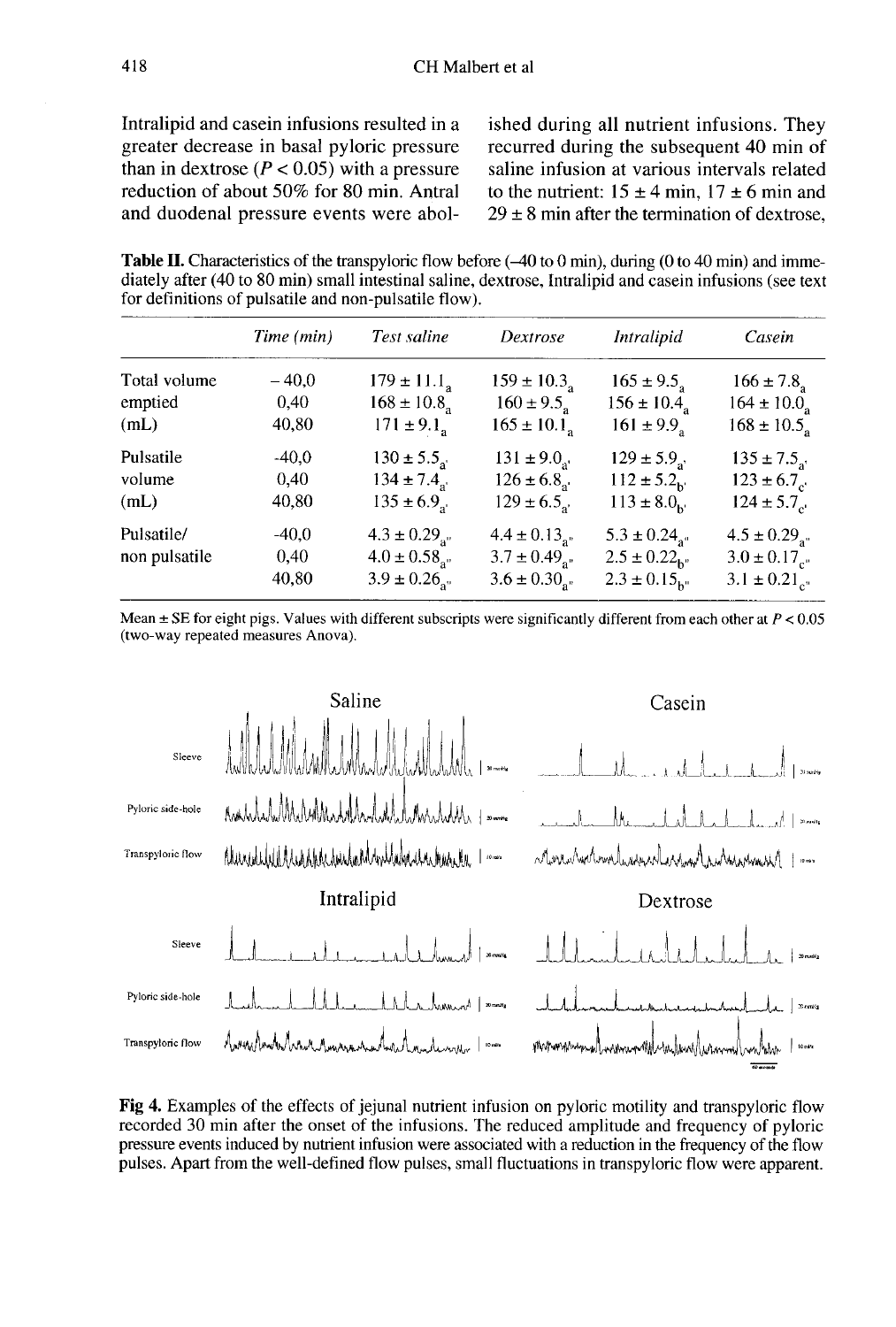Intralipid and casein infusions resulted in a greater decrease in basal pyloric pressure than in dextrose ($P < 0.05$) with a pressure reduction of about 50% for 80 min. Antral and duodenal pressure events were abolished during all nutrient infusions. They recurred during the subsequent 40 min of saline infusion at various intervals related to the nutrient: 15 ± 4 min, 17 ± 6 min and 29 ± 8 min after the termination of dextrose,

**Table II.** Characteristics of the transpyloric flow before (–40 to 0 min), during (0 to 40 min) and immediately after (40 to 80 min) small intestinal saline, dextrose, Intralipid and casein infusions (see text for definitions of pulsatile and non-pulsatile flow).

| | Time (min) | Test saline | Dextrose | Intralipid | Casein |
|---|---|---|---|---|---|
| Total volume emptied (mL) | – 40,0 | $179 \pm 11.1_a$ | $159 \pm 10.3_a$ | $165 \pm 9.5_a$ | $166 \pm 7.8_a$ |
| | 0,40 | $168 \pm 10.8_a$ | $160 \pm 9.5_a$ | $156 \pm 10.4_a$ | $164 \pm 10.0_a$ |
| | 40,80 | $171 \pm 9.1_a$ | $165 \pm 10.1_a$ | $161 \pm 9.9_a$ | $168 \pm 10.5_a$ |
| Pulsatile volume (mL) | -40,0 | $130 \pm 5.5_{a'}$ | $131 \pm 9.0_{a'}$ | $129 \pm 5.9_{a'}$ | $135 \pm 7.5_{a'}$ |
| | 0,40 | $134 \pm 7.4_{a'}$ | $126 \pm 6.8_{a'}$ | $112 \pm 5.2_{b'}$ | $123 \pm 6.7_{c'}$ |
| | 40,80 | $135 \pm 6.9_{a'}$ | $129 \pm 6.5_{a'}$ | $113 \pm 8.0_{b'}$ | $124 \pm 5.7_{c'}$ |
| Pulsatile/ non pulsatile | -40,0 | $4.3 \pm 0.29_{a''}$ | $4.4 \pm 0.13_{a''}$ | $5.3 \pm 0.24_{a''}$ | $4.5 \pm 0.29_{a''}$ |
| | 0,40 | $4.0 \pm 0.58_{a''}$ | $3.7 \pm 0.49_{a''}$ | $2.5 \pm 0.22_{b''}$ | $3.0 \pm 0.17_{c''}$ |
| | 40,80 | $3.9 \pm 0.26_{a''}$ | $3.6 \pm 0.30_{a''}$ | $2.3 \pm 0.15_{b''}$ | $3.1 \pm 0.21_{c''}$ |

Mean ± SE for eight pigs. Values with different subscripts were significantly different from each other at $P < 0.05$ (two-way repeated measures Anova).

**Fig 4.** Examples of the effects of jejunal nutrient infusion on pyloric motility and transpyloric flow recorded 30 min after the onset of the infusions. The reduced amplitude and frequency of pyloric pressure events induced by nutrient infusion were associated with a reduction in the frequency of the flow pulses. Apart from the well-defined flow pulses, small fluctuations in transpyloric flow were apparent.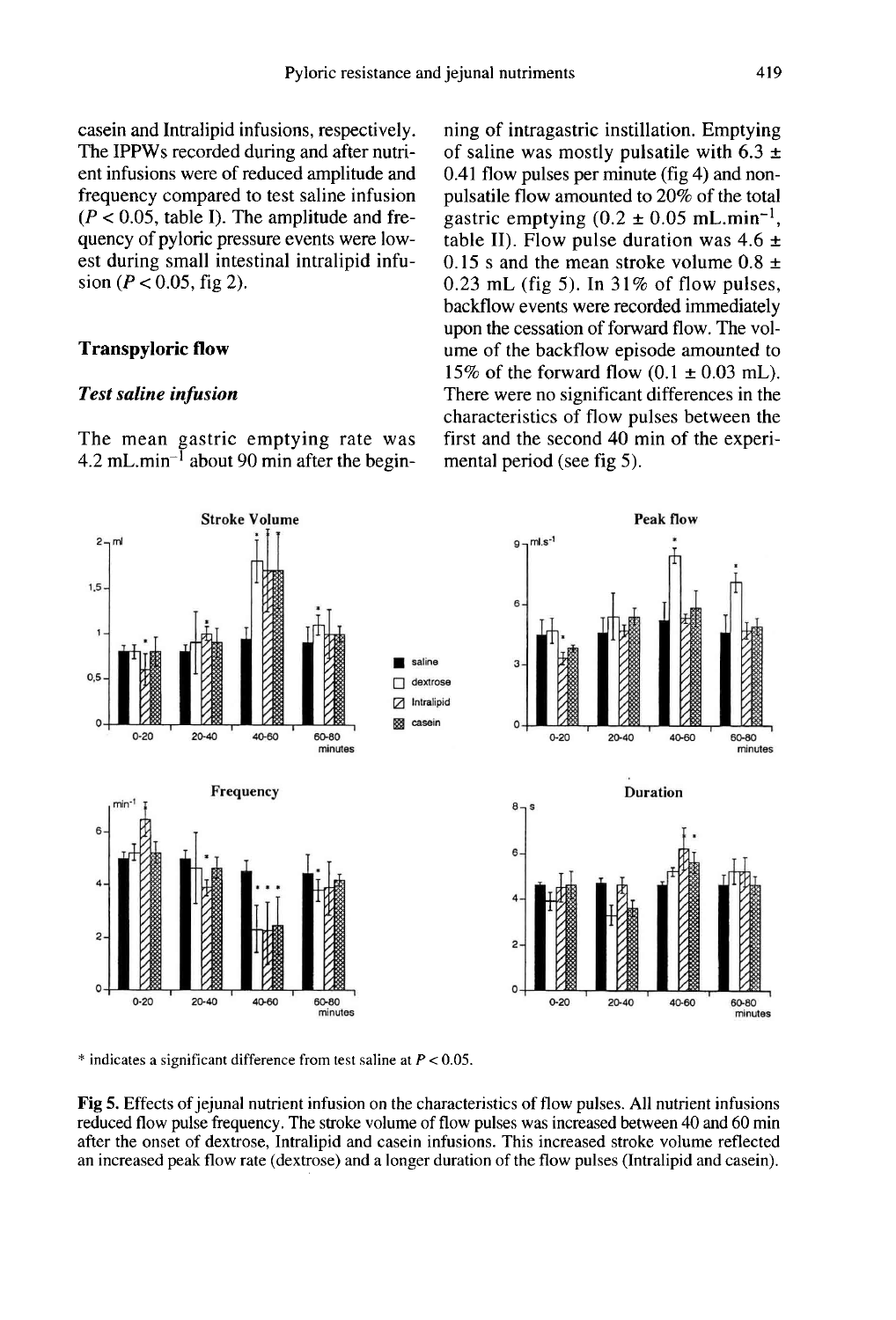casein and Intralipid infusions, respectively. The IPPWs recorded during and after nutrient infusions were of reduced amplitude and frequency compared to test saline infusion ($P < 0.05$, table I). The amplitude and frequency of pyloric pressure events were lowest during small intestinal intralipid infusion ($P < 0.05$, fig 2).

## Transpyloric flow

### *Test saline infusion*

The mean gastric emptying rate was 4.2 mL.min$^{-1}$ about 90 min after the beginning of intragastric instillation. Emptying of saline was mostly pulsatile with 6.3 ± 0.41 flow pulses per minute (fig 4) and non-pulsatile flow amounted to 20% of the total gastric emptying (0.2 ± 0.05 mL.min$^{-1}$, table II). Flow pulse duration was 4.6 ± 0.15 s and the mean stroke volume 0.8 ± 0.23 mL (fig 5). In 31% of flow pulses, backflow events were recorded immediately upon the cessation of forward flow. The volume of the backflow episode amounted to 15% of the forward flow (0.1 ± 0.03 mL). There were no significant differences in the characteristics of flow pulses between the first and the second 40 min of the experimental period (see fig 5).

\* indicates a significant difference from test saline at $P < 0.05$.

**Fig 5.** Effects of jejunal nutrient infusion on the characteristics of flow pulses. All nutrient infusions reduced flow pulse frequency. The stroke volume of flow pulses was increased between 40 and 60 min after the onset of dextrose, Intralipid and casein infusions. This increased stroke volume reflected an increased peak flow rate (dextrose) and a longer duration of the flow pulses (Intralipid and casein).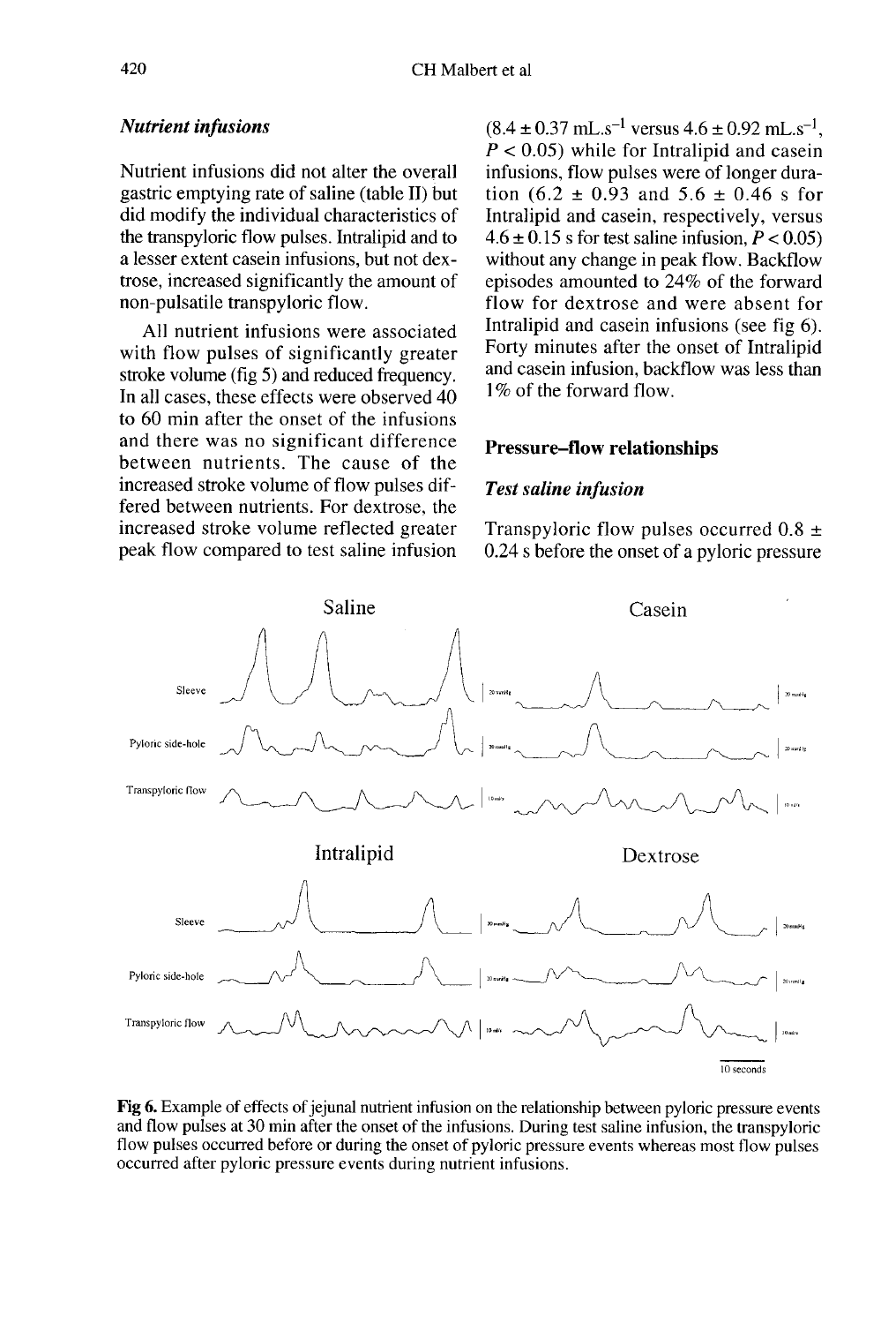### *Nutrient infusions*

Nutrient infusions did not alter the overall gastric emptying rate of saline (table II) but did modify the individual characteristics of the transpyloric flow pulses. Intralipid and to a lesser extent casein infusions, but not dextrose, increased significantly the amount of non-pulsatile transpyloric flow.

All nutrient infusions were associated with flow pulses of significantly greater stroke volume (fig 5) and reduced frequency. In all cases, these effects were observed 40 to 60 min after the onset of the infusions and there was no significant difference between nutrients. The cause of the increased stroke volume of flow pulses differed between nutrients. For dextrose, the increased stroke volume reflected greater peak flow compared to test saline infusion ($8.4 \pm 0.37$ mL.s$^{-1}$ versus $4.6 \pm 0.92$ mL.s$^{-1}$, $P < 0.05$) while for Intralipid and casein infusions, flow pulses were of longer duration ($6.2 \pm 0.93$ and $5.6 \pm 0.46$ s for Intralipid and casein, respectively, versus $4.6 \pm 0.15$ s for test saline infusion, $P < 0.05$) without any change in peak flow. Backflow episodes amounted to 24% of the forward flow for dextrose and were absent for Intralipid and casein infusions (see fig 6). Forty minutes after the onset of Intralipid and casein infusion, backflow was less than 1% of the forward flow.

## Pressure–flow relationships

### *Test saline infusion*

Transpyloric flow pulses occurred $0.8 \pm 0.24$ s before the onset of a pyloric pressure

**Fig 6.** Example of effects of jejunal nutrient infusion on the relationship between pyloric pressure events and flow pulses at 30 min after the onset of the infusions. During test saline infusion, the transpyloric flow pulses occurred before or during the onset of pyloric pressure events whereas most flow pulses occurred after pyloric pressure events during nutrient infusions.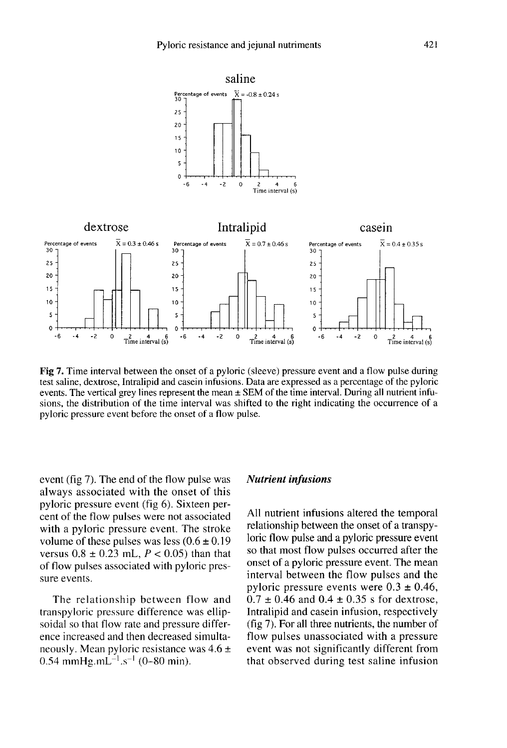Fig 7. Time interval between the onset of a pyloric (sleeve) pressure event and a flow pulse during test saline, dextrose, Intralipid and casein infusions. Data are expressed as a percentage of the pyloric events. The vertical grey lines represent the mean ± SEM of the time interval. During all nutrient infusions, the distribution of the time interval was shifted to the right indicating the occurrence of a pyloric pressure event before the onset of a flow pulse.

event (fig 7). The end of the flow pulse was always associated with the onset of this pyloric pressure event (fig 6). Sixteen percent of the flow pulses were not associated with a pyloric pressure event. The stroke volume of these pulses was less (0.6 ± 0.19 versus 0.8 ± 0.23 mL, $P < 0.05$) than that of flow pulses associated with pyloric pressure events.

The relationship between flow and transpyloric pressure difference was ellipsoidal so that flow rate and pressure difference increased and then decreased simultaneously. Mean pyloric resistance was 4.6 ± 0.54 $mmHg.mL^{-1}.s^{-1}$ (0–80 min).

### *Nutrient infusions*

All nutrient infusions altered the temporal relationship between the onset of a transpyloric flow pulse and a pyloric pressure event so that most flow pulses occurred after the onset of a pyloric pressure event. The mean interval between the flow pulses and the pyloric pressure events were 0.3 ± 0.46, 0.7 ± 0.46 and 0.4 ± 0.35 s for dextrose, Intralipid and casein infusion, respectively (fig 7). For all three nutrients, the number of flow pulses unassociated with a pressure event was not significantly different from that observed during test saline infusion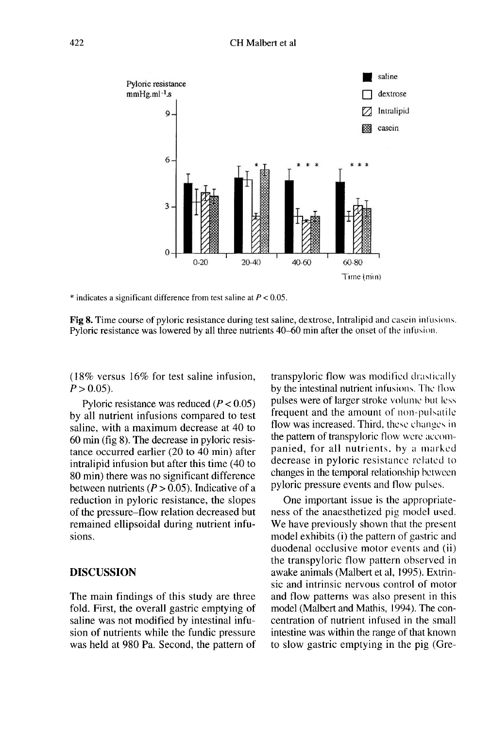\* indicates a significant difference from test saline at $P < 0.05$.

**Fig 8.** Time course of pyloric resistance during test saline, dextrose, Intralipid and casein infusions. Pyloric resistance was lowered by all three nutrients 40–60 min after the onset of the infusion.

(18% versus 16% for test saline infusion, $P > 0.05$).

Pyloric resistance was reduced ($P < 0.05$) by all nutrient infusions compared to test saline, with a maximum decrease at 40 to 60 min (fig 8). The decrease in pyloric resistance occurred earlier (20 to 40 min) after intralipid infusion but after this time (40 to 80 min) there was no significant difference between nutrients ($P > 0.05$). Indicative of a reduction in pyloric resistance, the slopes of the pressure–flow relation decreased but remained ellipsoidal during nutrient infusions.

## DISCUSSION

The main findings of this study are three fold. First, the overall gastric emptying of saline was not modified by intestinal infusion of nutrients while the fundic pressure was held at 980 Pa. Second, the pattern of transpyloric flow was modified drastically by the intestinal nutrient infusions. The flow pulses were of larger stroke volume but less frequent and the amount of non-pulsatile flow was increased. Third, these changes in the pattern of transpyloric flow were accompanied, for all nutrients, by a marked decrease in pyloric resistance related to changes in the temporal relationship between pyloric pressure events and flow pulses.

One important issue is the appropriateness of the anaesthetized pig model used. We have previously shown that the present model exhibits (i) the pattern of gastric and duodenal occlusive motor events and (ii) the transpyloric flow pattern observed in awake animals (Malbert et al, 1995). Extrinsic and intrinsic nervous control of motor and flow patterns was also present in this model (Malbert and Mathis, 1994). The concentration of nutrient infused in the small intestine was within the range of that known to slow gastric emptying in the pig (Gre-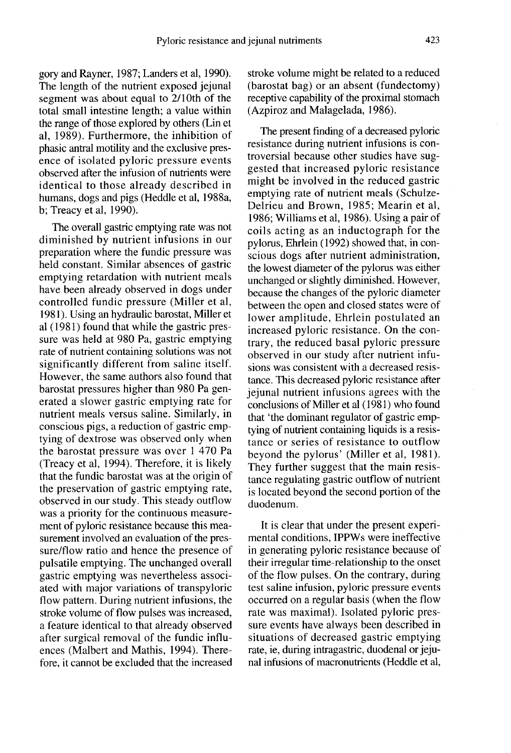gory and Rayner, 1987; Landers et al, 1990). The length of the nutrient exposed jejunal segment was about equal to 2/10th of the total small intestine length; a value within the range of those explored by others (Lin et al, 1989). Furthermore, the inhibition of phasic antral motility and the exclusive presence of isolated pyloric pressure events observed after the infusion of nutrients were identical to those already described in humans, dogs and pigs (Heddle et al, 1988a, b; Treacy et al, 1990).

The overall gastric emptying rate was not diminished by nutrient infusions in our preparation where the fundic pressure was held constant. Similar absences of gastric emptying retardation with nutrient meals have been already observed in dogs under controlled fundic pressure (Miller et al, 1981). Using an hydraulic barostat, Miller et al (1981) found that while the gastric pressure was held at 980 Pa, gastric emptying rate of nutrient containing solutions was not significantly different from saline itself. However, the same authors also found that barostat pressures higher than 980 Pa generated a slower gastric emptying rate for nutrient meals versus saline. Similarly, in conscious pigs, a reduction of gastric emptying of dextrose was observed only when the barostat pressure was over 1 470 Pa (Treacy et al, 1994). Therefore, it is likely that the fundic barostat was at the origin of the preservation of gastric emptying rate, observed in our study. This steady outflow was a priority for the continuous measurement of pyloric resistance because this measurement involved an evaluation of the pressure/flow ratio and hence the presence of pulsatile emptying. The unchanged overall gastric emptying was nevertheless associated with major variations of transpyloric flow pattern. During nutrient infusions, the stroke volume of flow pulses was increased, a feature identical to that already observed after surgical removal of the fundic influences (Malbert and Mathis, 1994). Therefore, it cannot be excluded that the increased stroke volume might be related to a reduced (barostat bag) or an absent (fundectomy) receptive capability of the proximal stomach (Azpiroz and Malagelada, 1986).

The present finding of a decreased pyloric resistance during nutrient infusions is controversial because other studies have suggested that increased pyloric resistance might be involved in the reduced gastric emptying rate of nutrient meals (Schulze-Delrieu and Brown, 1985; Mearin et al, 1986; Williams et al, 1986). Using a pair of coils acting as an inductograph for the pylorus, Ehrlein (1992) showed that, in conscious dogs after nutrient administration, the lowest diameter of the pylorus was either unchanged or slightly diminished. However, because the changes of the pyloric diameter between the open and closed states were of lower amplitude, Ehrlein postulated an increased pyloric resistance. On the contrary, the reduced basal pyloric pressure observed in our study after nutrient infusions was consistent with a decreased resistance. This decreased pyloric resistance after jejunal nutrient infusions agrees with the conclusions of Miller et al (1981) who found that 'the dominant regulator of gastric emptying of nutrient containing liquids is a resistance or series of resistance to outflow beyond the pylorus' (Miller et al, 1981). They further suggest that the main resistance regulating gastric outflow of nutrient is located beyond the second portion of the duodenum.

It is clear that under the present experimental conditions, IPPWs were ineffective in generating pyloric resistance because of their irregular time-relationship to the onset of the flow pulses. On the contrary, during test saline infusion, pyloric pressure events occurred on a regular basis (when the flow rate was maximal). Isolated pyloric pressure events have always been described in situations of decreased gastric emptying rate, ie, during intragastric, duodenal or jejunal infusions of macronutrients (Heddle et al,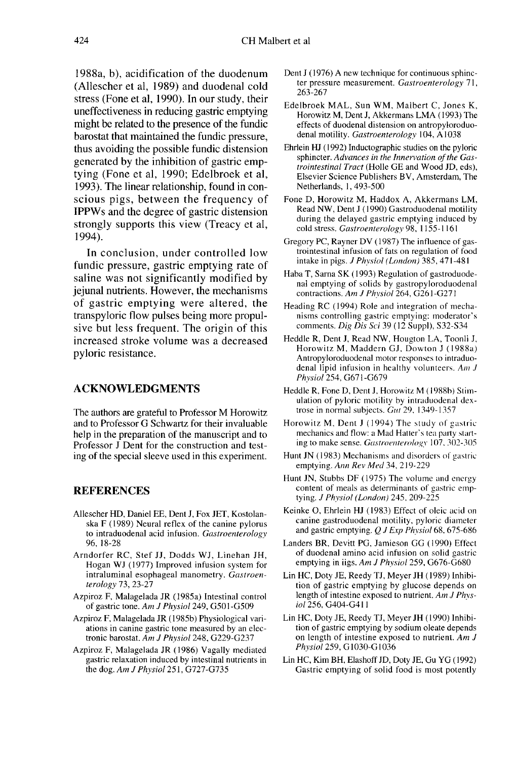1988a, b), acidification of the duodenum (Allescher et al, 1989) and duodenal cold stress (Fone et al, 1990). In our study, their uneffectiveness in reducing gastric emptying might be related to the presence of the fundic barostat that maintained the fundic pressure, thus avoiding the possible fundic distension generated by the inhibition of gastric emptying (Fone et al, 1990; Edelbroek et al, 1993). The linear relationship, found in conscious pigs, between the frequency of IPPWs and the degree of gastric distension strongly supports this view (Treacy et al, 1994).

In conclusion, under controlled low fundic pressure, gastric emptying rate of saline was not significantly modified by jejunal nutrients. However, the mechanisms of gastric emptying were altered, the transpyloric flow pulses being more propulsive but less frequent. The origin of this increased stroke volume was a decreased pyloric resistance.

## ACKNOWLEDGMENTS

The authors are grateful to Professor M Horowitz and to Professor G Schwartz for their invaluable help in the preparation of the manuscript and to Professor J Dent for the construction and testing of the special sleeve used in this experiment.

## REFERENCES

Allescher HD, Daniel EE, Dent J, Fox JET, Kostolanska F (1989) Neural reflex of the canine pylorus to intraduodenal acid infusion. *Gastroenterology* 96, 18-28

Arndorfer RC, Stef JJ, Dodds WJ, Linehan JH, Hogan WJ (1977) Improved infusion system for intraluminal esophageal manometry. *Gastroenterology* 73, 23-27

Azpiroz F, Malagelada JR (1985a) Intestinal control of gastric tone. *Am J Physiol* 249, G501-G509

Azpiroz F, Malagelada JR (1985b) Physiological variations in canine gastric tone measured by an electronic barostat. *Am J Physiol* 248, G229-G237

Azpiroz F, Malagelada JR (1986) Vagally mediated gastric relaxation induced by intestinal nutrients in the dog. *Am J Physiol* 251, G727-G735

Dent J (1976) A new technique for continuous sphincter pressure measurement. *Gastroenterology* 71, 263-267

Edelbroek MAL, Sun WM, Malbert C, Jones K, Horowitz M, Dent J, Akkermans LMA (1993) The effects of duodenal distension on antropyloroduodenal motility. *Gastroenterology* 104, A1038

Ehrlein HJ (1992) Inductographic studies on the pyloric sphincter. *Advances in the Innervation of the Gastrointestinal Tract* (Holle GE and Wood JD, eds), Elsevier Science Publishers BV, Amsterdam, The Netherlands, 1, 493-500

Fone D, Horowitz M, Haddox A, Akkermans LM, Read NW, Dent J (1990) Gastroduodenal motility during the delayed gastric emptying induced by cold stress. *Gastroenterology* 98, 1155-1161

Gregory PC, Rayner DV (1987) The influence of gastrointestinal infusion of fats on regulation of food intake in pigs. *J Physiol (London)* 385, 471-481

Haba T, Sarna SK (1993) Regulation of gastroduodenal emptying of solids by gastropyloroduodenal contractions. *Am J Physiol* 264, G261-G271

Heading RC (1994) Role and integration of mechanisms controlling gastric emptying: moderator's comments. *Dig Dis Sci* 39 (12 Suppl), S32-S34

Heddle R, Dent J, Read NW, Hougton LA, Toonli J, Horowitz M, Maddern GJ, Dowton J (1988a) Antropyloroduodenal motor responses to intraduodenal lipid infusion in healthy volunteers. *Am J Physiol* 254, G671-G679

Heddle R, Fone D, Dent J, Horowitz M (1988b) Stimulation of pyloric motility by intraduodenal dextrose in normal subjects. *Gut* 29, 1349-1357

Horowitz M, Dent J (1994) The study of gastric mechanics and flow: a Mad Hatter's tea party starting to make sense. *Gastroenterology* 107, 302-305

Hunt JN (1983) Mechanisms and disorders of gastric emptying. *Ann Rev Med* 34, 219-229

Hunt JN, Stubbs DF (1975) The volume and energy content of meals as determinants of gastric emptying. *J Physiol (London)* 245, 209-225

Keinke O, Ehrlein HJ (1983) Effect of oleic acid on canine gastroduodenal motility, pyloric diameter and gastric emptying. *Q J Exp Physiol* 68, 675-686

Landers BR, Devitt PG, Jamieson GG (1990) Effect of duodenal amino acid infusion on solid gastric emptying in iigs. *Am J Physiol* 259, G676-G680

Lin HC, Doty JE, Reedy TJ, Meyer JH (1989) Inhibition of gastric emptying by glucose depends on length of intestine exposed to nutrient. *Am J Physiol* 256, G404-G411

Lin HC, Doty JE, Reedy TJ, Meyer JH (1990) Inhibition of gastric emptying by sodium oleate depends on length of intestine exposed to nutrient. *Am J Physiol* 259, G1030-G1036

Lin HC, Kim BH, Elashoff JD, Doty JE, Gu YG (1992) Gastric emptying of solid food is most potently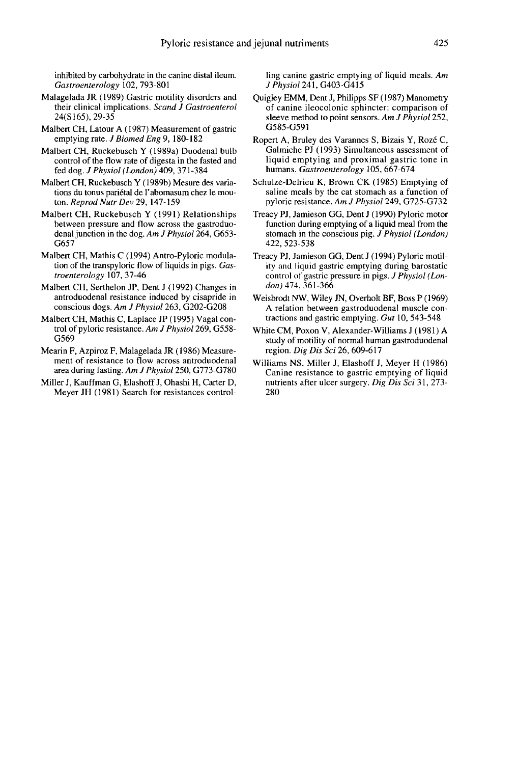inhibited by carbohydrate in the canine distal ileum. *Gastroenterology* 102, 793-801

Malagelada JR (1989) Gastric motility disorders and their clinical implications. *Scand J Gastroenterol* 24(S165), 29-35

Malbert CH, Latour A (1987) Measurement of gastric emptying rate. *J Biomed Eng* 9, 180-182

Malbert CH, Ruckebusch Y (1989a) Duodenal bulb control of the flow rate of digesta in the fasted and fed dog. *J Physiol (London)* 409, 371-384

Malbert CH, Ruckebusch Y (1989b) Mesure des variations du tonus pariétal de l'abomasum chez le mouton. *Reprod Nutr Dev* 29, 147-159

Malbert CH, Ruckebusch Y (1991) Relationships between pressure and flow across the gastroduodenal junction in the dog. *Am J Physiol* 264, G653-G657

Malbert CH, Mathis C (1994) Antro-Pyloric modulation of the transpyloric flow of liquids in pigs. *Gastroenterology* 107, 37-46

Malbert CH, Serthelon JP, Dent J (1992) Changes in antroduodenal resistance induced by cisapride in conscious dogs. *Am J Physiol* 263, G202-G208

Malbert CH, Mathis C, Laplace JP (1995) Vagal control of pyloric resistance. *Am J Physiol* 269, G558-G569

Mearin F, Azpiroz F, Malagelada JR (1986) Measurement of resistance to flow across antroduodenal area during fasting. *Am J Physiol* 250, G773-G780

Miller J, Kauffman G, Elashoff J, Ohashi H, Carter D, Meyer JH (1981) Search for resistances controlling canine gastric emptying of liquid meals. *Am J Physiol* 241, G403-G415

Quigley EMM, Dent J, Philipps SF (1987) Manometry of canine ileocolonic sphincter: comparison of sleeve method to point sensors. *Am J Physiol* 252, G585-G591

Ropert A, Bruley des Varannes S, Bizais Y, Rozé C, Galmiche PJ (1993) Simultaneous assessment of liquid emptying and proximal gastric tone in humans. *Gastroenterology* 105, 667-674

Schulze-Delrieu K, Brown CK (1985) Emptying of saline meals by the cat stomach as a function of pyloric resistance. *Am J Physiol* 249, G725-G732

Treacy PJ, Jamieson GG, Dent J (1990) Pyloric motor function during emptying of a liquid meal from the stomach in the conscious pig. *J Physiol (London)* 422, 523-538

Treacy PJ, Jamieson GG, Dent J (1994) Pyloric motility and liquid gastric emptying during barostatic control of gastric pressure in pigs. *J Physiol (London)* 474, 361-366

Weisbrodt NW, Wiley JN, Overholt BF, Boss P (1969) A relation between gastroduodenal muscle contractions and gastric emptying. *Gut* 10, 543-548

White CM, Poxon V, Alexander-Williams J (1981) A study of motility of normal human gastroduodenal region. *Dig Dis Sci* 26, 609-617

Williams NS, Miller J, Elashoff J, Meyer H (1986) Canine resistance to gastric emptying of liquid nutrients after ulcer surgery. *Dig Dis Sci* 31, 273-280